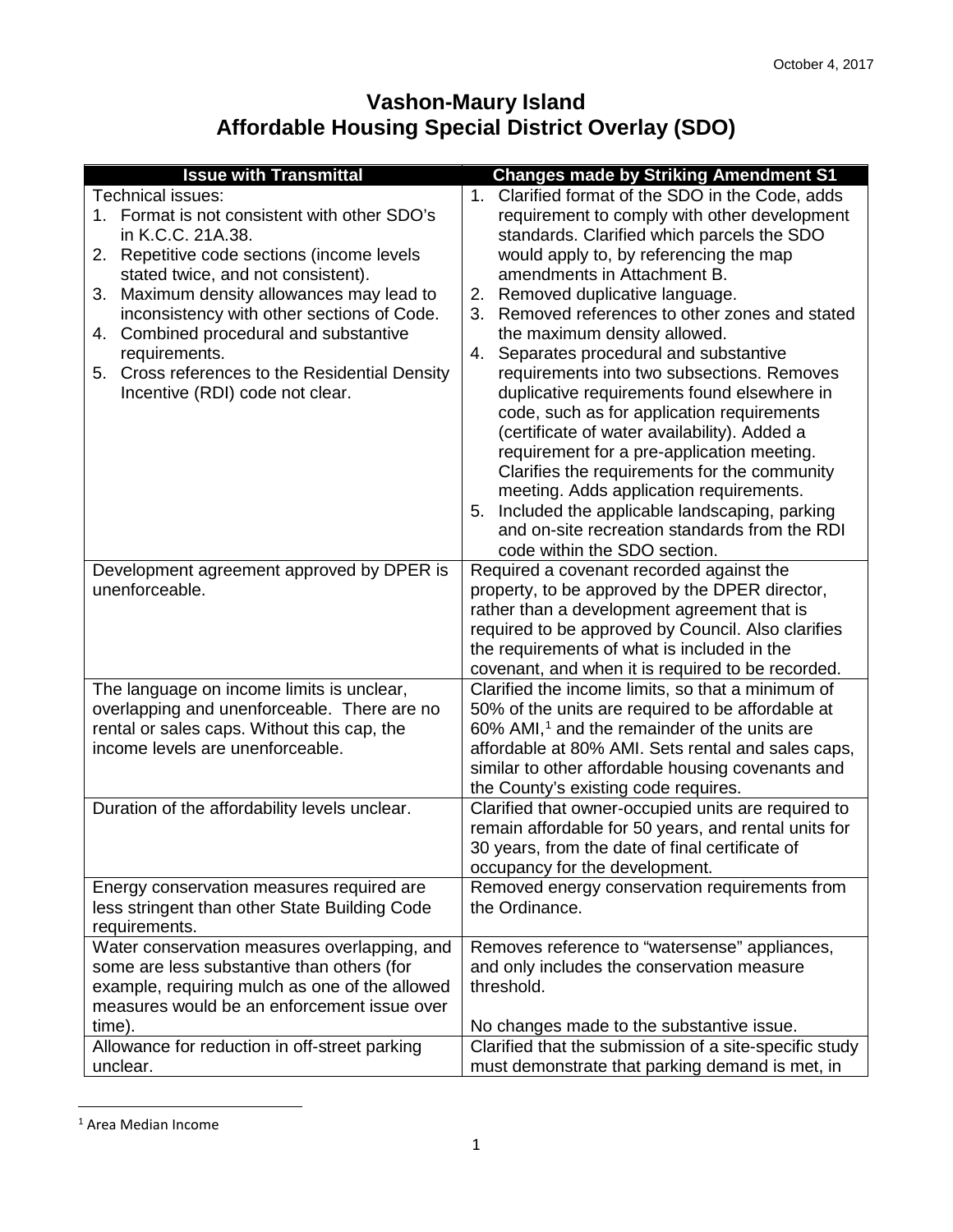October 4, 2017

# Vashon-Maury Island
# Affordable Housing Special District Overlay (SDO)

| Issue with Transmittal | Changes made by Striking Amendment S1 |
|---|---|
| Technical issues:<br>1. Format is not consistent with other SDO's in K.C.C. 21A.38.<br>2. Repetitive code sections (income levels stated twice, and not consistent).<br>3. Maximum density allowances may lead to inconsistency with other sections of Code.<br>4. Combined procedural and substantive requirements.<br>5. Cross references to the Residential Density Incentive (RDI) code not clear. | 1. Clarified format of the SDO in the Code, adds requirement to comply with other development standards. Clarified which parcels the SDO would apply to, by referencing the map amendments in Attachment B.<br>2. Removed duplicative language.<br>3. Removed references to other zones and stated the maximum density allowed.<br>4. Separates procedural and substantive requirements into two subsections. Removes duplicative requirements found elsewhere in code, such as for application requirements (certificate of water availability). Added a requirement for a pre-application meeting. Clarifies the requirements for the community meeting. Adds application requirements.<br>5. Included the applicable landscaping, parking and on-site recreation standards from the RDI code within the SDO section. |
| Development agreement approved by DPER is unenforceable. | Required a covenant recorded against the property, to be approved by the DPER director, rather than a development agreement that is required to be approved by Council. Also clarifies the requirements of what is included in the covenant, and when it is required to be recorded. |
| The language on income limits is unclear, overlapping and unenforceable. There are no rental or sales caps. Without this cap, the income levels are unenforceable. | Clarified the income limits, so that a minimum of 50% of the units are required to be affordable at 60% AMI,[1] and the remainder of the units are affordable at 80% AMI. Sets rental and sales caps, similar to other affordable housing covenants and the County's existing code requires. |
| Duration of the affordability levels unclear. | Clarified that owner-occupied units are required to remain affordable for 50 years, and rental units for 30 years, from the date of final certificate of occupancy for the development. |
| Energy conservation measures required are less stringent than other State Building Code requirements. | Removed energy conservation requirements from the Ordinance. |
| Water conservation measures overlapping, and some are less substantive than others (for example, requiring mulch as one of the allowed measures would be an enforcement issue over time). | Removes reference to "watersense" appliances, and only includes the conservation measure threshold.<br><br>No changes made to the substantive issue. |
| Allowance for reduction in off-street parking unclear. | Clarified that the submission of a site-specific study must demonstrate that parking demand is met, in |

[1] Area Median Income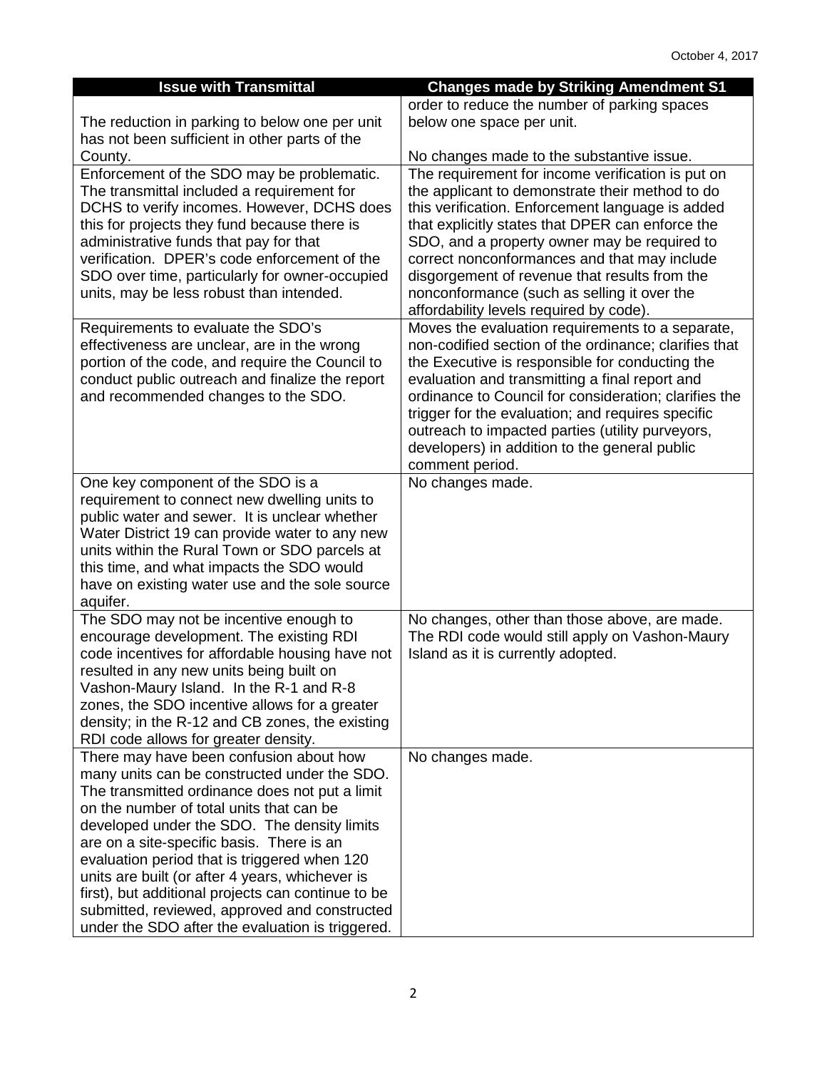| Issue with Transmittal | Changes made by Striking Amendment S1 |
|---|---|
| The reduction in parking to below one per unit has not been sufficient in other parts of the County. | order to reduce the number of parking spaces below one space per unit.<br><br>No changes made to the substantive issue. |
| Enforcement of the SDO may be problematic. The transmittal included a requirement for DCHS to verify incomes. However, DCHS does this for projects they fund because there is administrative funds that pay for that verification. DPER's code enforcement of the SDO over time, particularly for owner-occupied units, may be less robust than intended. | The requirement for income verification is put on the applicant to demonstrate their method to do this verification. Enforcement language is added that explicitly states that DPER can enforce the SDO, and a property owner may be required to correct nonconformances and that may include disgorgement of revenue that results from the nonconformance (such as selling it over the affordability levels required by code). |
| Requirements to evaluate the SDO's effectiveness are unclear, are in the wrong portion of the code, and require the Council to conduct public outreach and finalize the report and recommended changes to the SDO. | Moves the evaluation requirements to a separate, non-codified section of the ordinance; clarifies that the Executive is responsible for conducting the evaluation and transmitting a final report and ordinance to Council for consideration; clarifies the trigger for the evaluation; and requires specific outreach to impacted parties (utility purveyors, developers) in addition to the general public comment period. |
| One key component of the SDO is a requirement to connect new dwelling units to public water and sewer. It is unclear whether Water District 19 can provide water to any new units within the Rural Town or SDO parcels at this time, and what impacts the SDO would have on existing water use and the sole source aquifer. | No changes made. |
| The SDO may not be incentive enough to encourage development. The existing RDI code incentives for affordable housing have not resulted in any new units being built on Vashon-Maury Island. In the R-1 and R-8 zones, the SDO incentive allows for a greater density; in the R-12 and CB zones, the existing RDI code allows for greater density. | No changes, other than those above, are made. The RDI code would still apply on Vashon-Maury Island as it is currently adopted. |
| There may have been confusion about how many units can be constructed under the SDO. The transmitted ordinance does not put a limit on the number of total units that can be developed under the SDO. The density limits are on a site-specific basis. There is an evaluation period that is triggered when 120 units are built (or after 4 years, whichever is first), but additional projects can continue to be submitted, reviewed, approved and constructed under the SDO after the evaluation is triggered. | No changes made. |